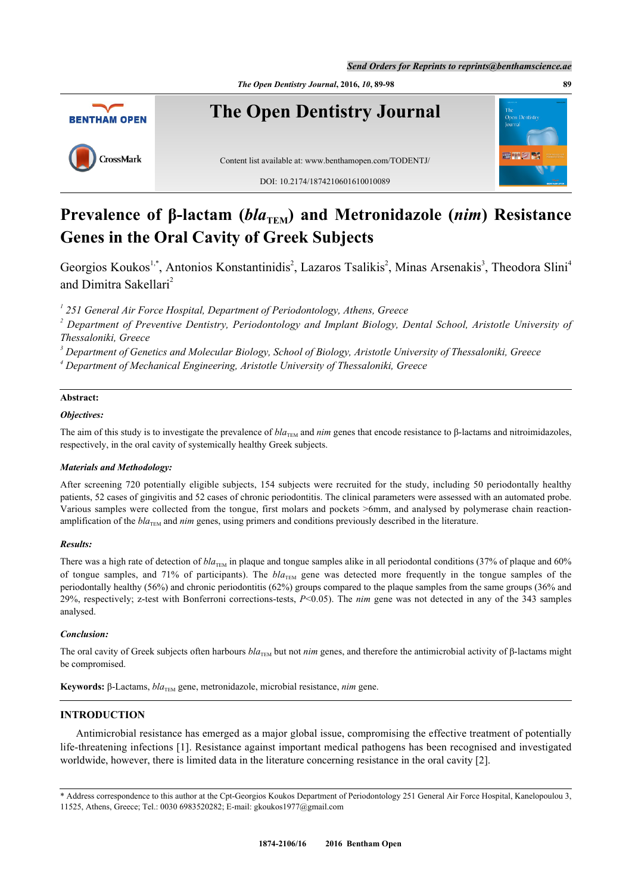# Prevalence of β-lactam ($bla_{TEM}$) and Metronidazole (*nim*) Resistance Genes in the Oral Cavity of Greek Subjects

Georgios Koukos[1,*], Antonios Konstantinidis[2], Lazaros Tsalikis[2], Minas Arsenakis[3], Theodora Slini[4] and Dimitra Sakellari[2]

[1] *251 General Air Force Hospital, Department of Periodontology, Athens, Greece*

[2] *Department of Preventive Dentistry, Periodontology and Implant Biology, Dental School, Aristotle University of Thessaloniki, Greece*

[3] *Department of Genetics and Molecular Biology, School of Biology, Aristotle University of Thessaloniki, Greece*

[4] *Department of Mechanical Engineering, Aristotle University of Thessaloniki, Greece*

**Abstract:**

***Objectives:***

The aim of this study is to investigate the prevalence of $bla_{TEM}$ and *nim* genes that encode resistance to β-lactams and nitroimidazoles, respectively, in the oral cavity of systemically healthy Greek subjects.

***Materials and Methodology:***

After screening 720 potentially eligible subjects, 154 subjects were recruited for the study, including 50 periodontally healthy patients, 52 cases of gingivitis and 52 cases of chronic periodontitis. The clinical parameters were assessed with an automated probe. Various samples were collected from the tongue, first molars and pockets >6mm, and analysed by polymerase chain reaction-amplification of the $bla_{TEM}$ and *nim* genes, using primers and conditions previously described in the literature.

***Results:***

There was a high rate of detection of $bla_{TEM}$ in plaque and tongue samples alike in all periodontal conditions (37% of plaque and 60% of tongue samples, and 71% of participants). The $bla_{TEM}$ gene was detected more frequently in the tongue samples of the periodontally healthy (56%) and chronic periodontitis (62%) groups compared to the plaque samples from the same groups (36% and 29%, respectively; z-test with Bonferroni corrections-tests, $P<0.05$). The *nim* gene was not detected in any of the 343 samples analysed.

***Conclusion:***

The oral cavity of Greek subjects often harbours $bla_{TEM}$ but not *nim* genes, and therefore the antimicrobial activity of β-lactams might be compromised.

**Keywords:** β-Lactams, $bla_{TEM}$ gene, metronidazole, microbial resistance, *nim* gene.

## INTRODUCTION

Antimicrobial resistance has emerged as a major global issue, compromising the effective treatment of potentially life-threatening infections [1]. Resistance against important medical pathogens has been recognised and investigated worldwide, however, there is limited data in the literature concerning resistance in the oral cavity [2].

* Address correspondence to this author at the Cpt-Georgios Koukos Department of Periodontology 251 General Air Force Hospital, Kanelopoulou 3, 11525, Athens, Greece; Tel.: 0030 6983520282; E-mail: gkoukos1977@gmail.com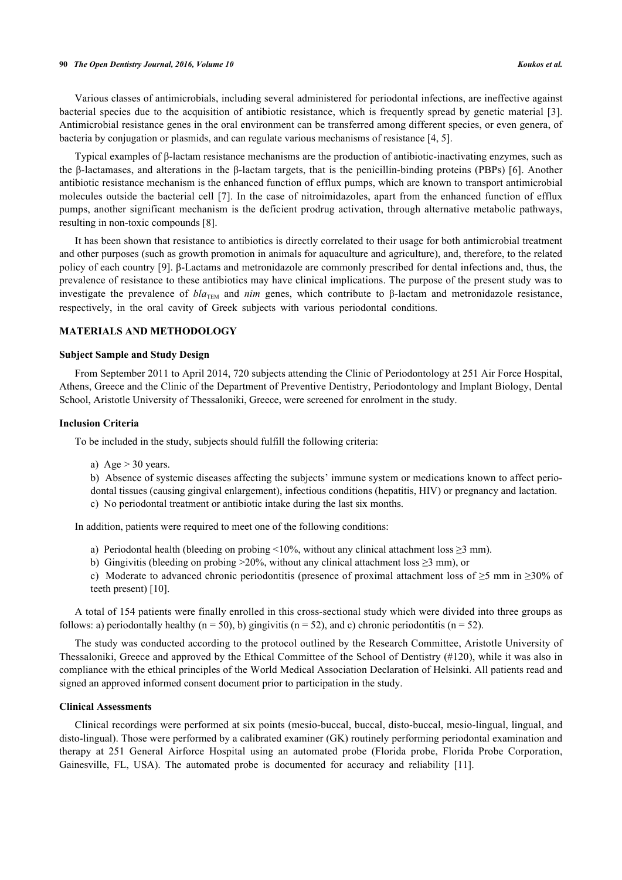Various classes of antimicrobials, including several administered for periodontal infections, are ineffective against bacterial species due to the acquisition of antibiotic resistance, which is frequently spread by genetic material [3]. Antimicrobial resistance genes in the oral environment can be transferred among different species, or even genera, of bacteria by conjugation or plasmids, and can regulate various mechanisms of resistance [4, 5].

Typical examples of β-lactam resistance mechanisms are the production of antibiotic-inactivating enzymes, such as the β-lactamases, and alterations in the β-lactam targets, that is the penicillin-binding proteins (PBPs) [6]. Another antibiotic resistance mechanism is the enhanced function of efflux pumps, which are known to transport antimicrobial molecules outside the bacterial cell [7]. In the case of nitroimidazoles, apart from the enhanced function of efflux pumps, another significant mechanism is the deficient prodrug activation, through alternative metabolic pathways, resulting in non-toxic compounds [8].

It has been shown that resistance to antibiotics is directly correlated to their usage for both antimicrobial treatment and other purposes (such as growth promotion in animals for aquaculture and agriculture), and, therefore, to the related policy of each country [9]. β-Lactams and metronidazole are commonly prescribed for dental infections and, thus, the prevalence of resistance to these antibiotics may have clinical implications. The purpose of the present study was to investigate the prevalence of $bla_{\text{TEM}}$ and *nim* genes, which contribute to β-lactam and metronidazole resistance, respectively, in the oral cavity of Greek subjects with various periodontal conditions.

## MATERIALS AND METHODOLOGY

### Subject Sample and Study Design

From September 2011 to April 2014, 720 subjects attending the Clinic of Periodontology at 251 Air Force Hospital, Athens, Greece and the Clinic of the Department of Preventive Dentistry, Periodontology and Implant Biology, Dental School, Aristotle University of Thessaloniki, Greece, were screened for enrolment in the study.

### Inclusion Criteria

To be included in the study, subjects should fulfill the following criteria:

a) Age > 30 years.
b) Absence of systemic diseases affecting the subjects' immune system or medications known to affect periodontal tissues (causing gingival enlargement), infectious conditions (hepatitis, HIV) or pregnancy and lactation.
c) No periodontal treatment or antibiotic intake during the last six months.

In addition, patients were required to meet one of the following conditions:

a) Periodontal health (bleeding on probing <10%, without any clinical attachment loss ≥3 mm).
b) Gingivitis (bleeding on probing >20%, without any clinical attachment loss ≥3 mm), or
c) Moderate to advanced chronic periodontitis (presence of proximal attachment loss of ≥5 mm in ≥30% of teeth present) [10].

A total of 154 patients were finally enrolled in this cross-sectional study which were divided into three groups as follows: a) periodontally healthy (n = 50), b) gingivitis (n = 52), and c) chronic periodontitis (n = 52).

The study was conducted according to the protocol outlined by the Research Committee, Aristotle University of Thessaloniki, Greece and approved by the Ethical Committee of the School of Dentistry (#120), while it was also in compliance with the ethical principles of the World Medical Association Declaration of Helsinki. All patients read and signed an approved informed consent document prior to participation in the study.

### Clinical Assessments

Clinical recordings were performed at six points (mesio-buccal, buccal, disto-buccal, mesio-lingual, lingual, and disto-lingual). Those were performed by a calibrated examiner (GK) routinely performing periodontal examination and therapy at 251 General Airforce Hospital using an automated probe (Florida probe, Florida Probe Corporation, Gainesville, FL, USA). The automated probe is documented for accuracy and reliability [11].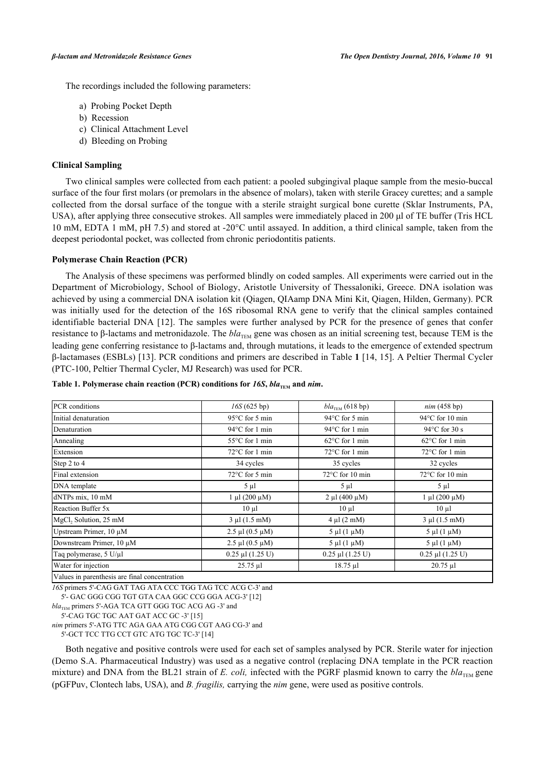The recordings included the following parameters:

a) Probing Pocket Depth
b) Recession
c) Clinical Attachment Level
d) Bleeding on Probing

### Clinical Sampling

Two clinical samples were collected from each patient: a pooled subgingival plaque sample from the mesio-buccal surface of the four first molars (or premolars in the absence of molars), taken with sterile Gracey curettes; and a sample collected from the dorsal surface of the tongue with a sterile straight surgical bone curette (Sklar Instruments, PA, USA), after applying three consecutive strokes. All samples were immediately placed in 200 μl of TE buffer (Tris HCL 10 mM, EDTA 1 mM, pH 7.5) and stored at -20°C until assayed. In addition, a third clinical sample, taken from the deepest periodontal pocket, was collected from chronic periodontitis patients.

### Polymerase Chain Reaction (PCR)

The Analysis of these specimens was performed blindly on coded samples. All experiments were carried out in the Department of Microbiology, School of Biology, Aristotle University of Thessaloniki, Greece. DNA isolation was achieved by using a commercial DNA isolation kit (Qiagen, QIAamp DNA Mini Kit, Qiagen, Hilden, Germany). PCR was initially used for the detection of the 16S ribosomal RNA gene to verify that the clinical samples contained identifiable bacterial DNA [12]. The samples were further analysed by PCR for the presence of genes that confer resistance to β-lactams and metronidazole. The $bla_{TEM}$ gene was chosen as an initial screening test, because TEM is the leading gene conferring resistance to β-lactams and, through mutations, it leads to the emergence of extended spectrum β-lactamases (ESBLs) [13]. PCR conditions and primers are described in Table **1** [14, 15]. A Peltier Thermal Cycler (PTC-100, Peltier Thermal Cycler, MJ Research) was used for PCR.

**Table 1. Polymerase chain reaction (PCR) conditions for *16S*, $bla_{TEM}$ and *nim*.**

| PCR conditions | *16S* (625 bp) | $bla_{TEM}$ (618 bp) | *nim* (458 bp) |
|---|---|---|---|
| Initial denaturation | 95°C for 5 min | 94°C for 5 min | 94°C for 10 min |
| Denaturation | 94°C for 1 min | 94°C for 1 min | 94°C for 30 s |
| Annealing | 55°C for 1 min | 62°C for 1 min | 62°C for 1 min |
| Extension | 72°C for 1 min | 72°C for 1 min | 72°C for 1 min |
| Step 2 to 4 | 34 cycles | 35 cycles | 32 cycles |
| Final extension | 72°C for 5 min | 72°C for 10 min | 72°C for 10 min |
| DNA template | 5 μl | 5 μl | 5 μl |
| dNTPs mix, 10 mM | 1 μl (200 μM) | 2 μl (400 μM) | 1 μl (200 μM) |
| Reaction Buffer 5x | 10 μl | 10 μl | 10 μl |
| $MgCl_2$ Solution, 25 mM | 3 μl (1.5 mM) | 4 μl (2 mM) | 3 μl (1.5 mM) |
| Upstream Primer, 10 μM | 2.5 μl (0.5 μM) | 5 μl (1 μM) | 5 μl (1 μM) |
| Downstream Primer, 10 μM | 2.5 μl (0.5 μM) | 5 μl (1 μM) | 5 μl (1 μM) |
| Taq polymerase, 5 U/μl | 0.25 μl (1.25 U) | 0.25 μl (1.25 U) | 0.25 μl (1.25 U) |
| Water for injection | 25.75 μl | 18.75 μl | 20.75 μl |
| Values in parenthesis are final concentration | | | |

*16S* primers 5'-CAG GAT TAG ATA CCC TGG TAG TCC ACG C-3' and 5'- GAC GGG CGG TGT GTA CAA GGC CCG GGA ACG-3' [12]

$bla_{TEM}$ primers 5'-AGA TCA GTT GGG TGC ACG AG -3' and 5'-CAG TGC TGC AAT GAT ACC GC -3' [15]

*nim* primers 5'-ATG TTC AGA GAA ATG CGG CGT AAG CG-3' and 5'-GCT TCC TTG CCT GTC ATG TGC TC-3' [14]

Both negative and positive controls were used for each set of samples analysed by PCR. Sterile water for injection (Demo S.A. Pharmaceutical Industry) was used as a negative control (replacing DNA template in the PCR reaction mixture) and DNA from the BL21 strain of *E. coli,* infected with the PGRF plasmid known to carry the $bla_{TEM}$ gene (pGFPuv, Clontech labs, USA), and *B. fragilis,* carrying the *nim* gene, were used as positive controls.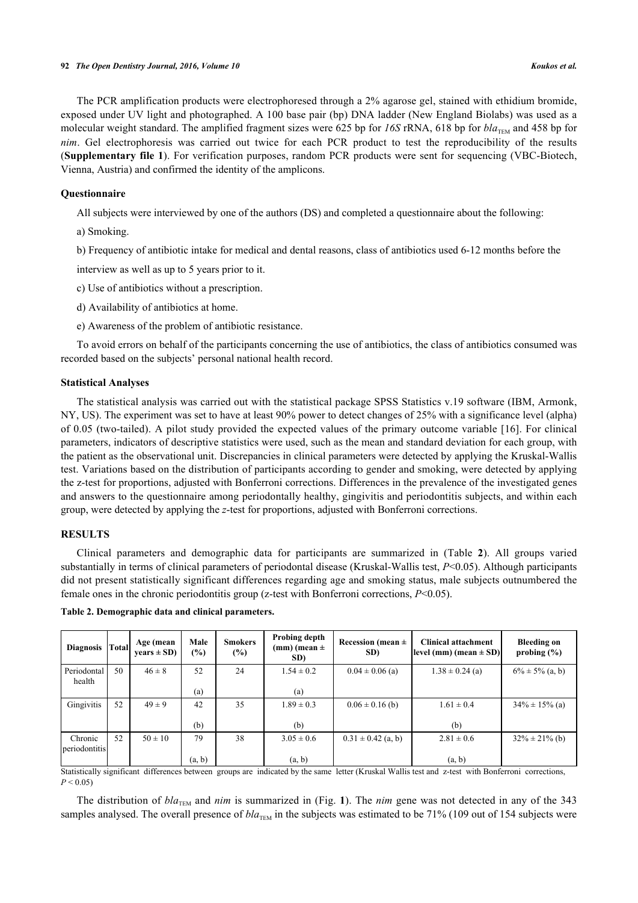The PCR amplification products were electrophoresed through a 2% agarose gel, stained with ethidium bromide, exposed under UV light and photographed. A 100 base pair (bp) DNA ladder (New England Biolabs) was used as a molecular weight standard. The amplified fragment sizes were 625 bp for *16S* rRNA, 618 bp for $bla_{TEM}$ and 458 bp for *nim*. Gel electrophoresis was carried out twice for each PCR product to test the reproducibility of the results (**Supplementary file 1**). For verification purposes, random PCR products were sent for sequencing (VBC-Biotech, Vienna, Austria) and confirmed the identity of the amplicons.

### Questionnaire

All subjects were interviewed by one of the authors (DS) and completed a questionnaire about the following:

a) Smoking.

b) Frequency of antibiotic intake for medical and dental reasons, class of antibiotics used 6-12 months before the interview as well as up to 5 years prior to it.

c) Use of antibiotics without a prescription.

d) Availability of antibiotics at home.

e) Awareness of the problem of antibiotic resistance.

To avoid errors on behalf of the participants concerning the use of antibiotics, the class of antibiotics consumed was recorded based on the subjects' personal national health record.

### Statistical Analyses

The statistical analysis was carried out with the statistical package SPSS Statistics v.19 software (IBM, Armonk, NY, US). The experiment was set to have at least 90% power to detect changes of 25% with a significance level (alpha) of 0.05 (two-tailed). A pilot study provided the expected values of the primary outcome variable [16]. For clinical parameters, indicators of descriptive statistics were used, such as the mean and standard deviation for each group, with the patient as the observational unit. Discrepancies in clinical parameters were detected by applying the Kruskal-Wallis test. Variations based on the distribution of participants according to gender and smoking, were detected by applying the z-test for proportions, adjusted with Bonferroni corrections. Differences in the prevalence of the investigated genes and answers to the questionnaire among periodontally healthy, gingivitis and periodontitis subjects, and within each group, were detected by applying the *z*-test for proportions, adjusted with Bonferroni corrections.

## RESULTS

Clinical parameters and demographic data for participants are summarized in (Table **2**). All groups varied substantially in terms of clinical parameters of periodontal disease (Kruskal-Wallis test, $P<0.05$). Although participants did not present statistically significant differences regarding age and smoking status, male subjects outnumbered the female ones in the chronic periodontitis group (z-test with Bonferroni corrections, $P<0.05$).

**Table 2. Demographic data and clinical parameters.**

| Diagnosis | Total | Age (mean years ± SD) | Male (%) | Smokers (%) | Probing depth (mm) (mean ± SD) | Recession (mean ± SD) | Clinical attachment level (mm) (mean ± SD) | Bleeding on probing (%) |
|---|---|---|---|---|---|---|---|---|
| Periodontal health | 50 | 46 ± 8 | 52 (a) | 24 | 1.54 ± 0.2 (a) | 0.04 ± 0.06 (a) | 1.38 ± 0.24 (a) | 6% ± 5% (a, b) |
| Gingivitis | 52 | 49 ± 9 | 42 (b) | 35 | 1.89 ± 0.3 (b) | 0.06 ± 0.16 (b) | 1.61 ± 0.4 (b) | 34% ± 15% (a) |
| Chronic periodontitis | 52 | 50 ± 10 | 79 (a, b) | 38 | 3.05 ± 0.6 (a, b) | 0.31 ± 0.42 (a, b) | 2.81 ± 0.6 (a, b) | 32% ± 21% (b) |

Statistically significant differences between groups are indicated by the same letter (Kruskal Wallis test and z-test with Bonferroni corrections, $P < 0.05$)

The distribution of $bla_{TEM}$ and *nim* is summarized in (Fig. **1**). The *nim* gene was not detected in any of the 343 samples analysed. The overall presence of $bla_{TEM}$ in the subjects was estimated to be 71% (109 out of 154 subjects were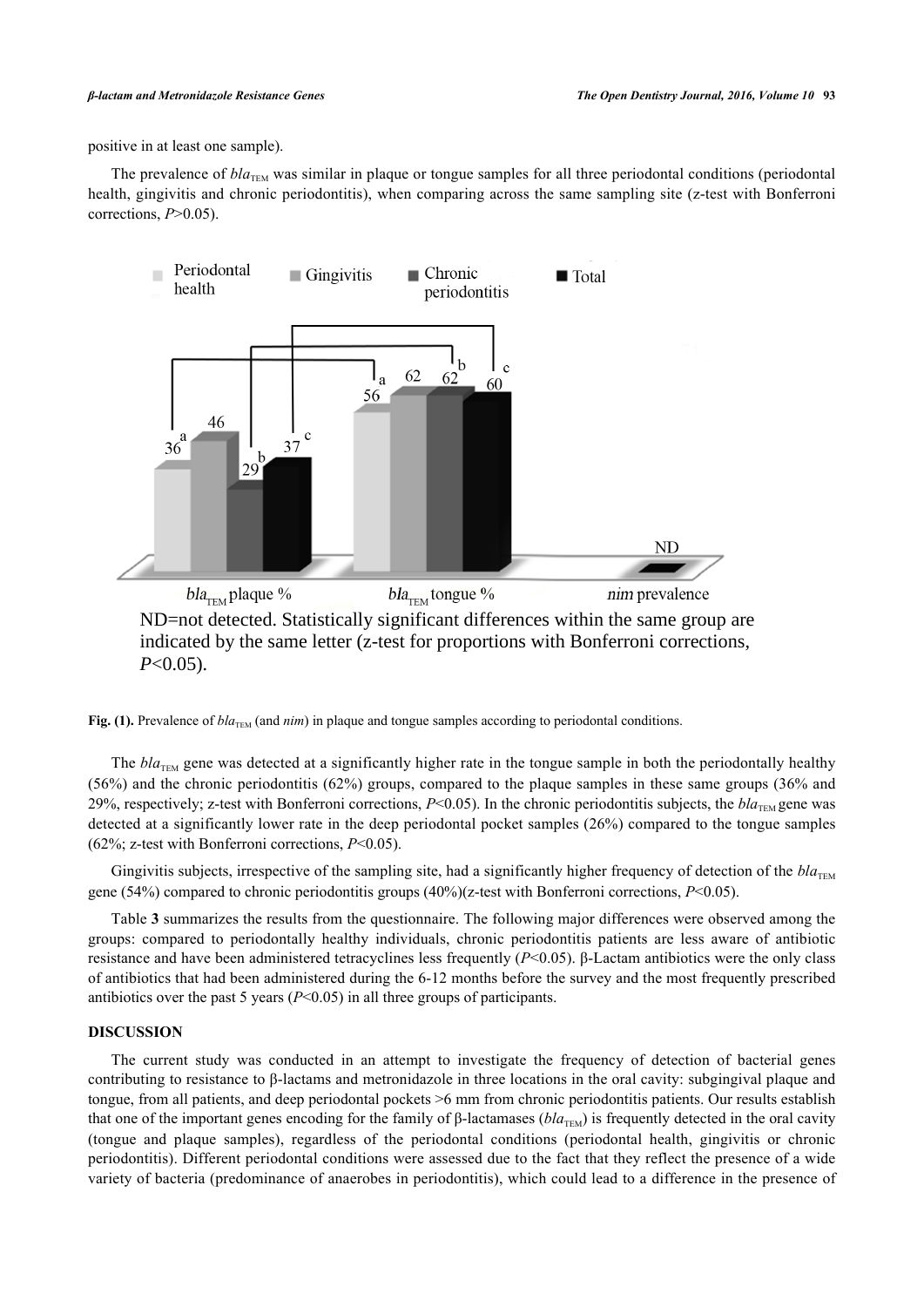positive in at least one sample).

The prevalence of $bla_{TEM}$ was similar in plaque or tongue samples for all three periodontal conditions (periodontal health, gingivitis and chronic periodontitis), when comparing across the same sampling site (z-test with Bonferroni corrections, $P>0.05$).

ND=not detected. Statistically significant differences within the same group are indicated by the same letter (z-test for proportions with Bonferroni corrections, $P<0.05$).

**Fig. (1).** Prevalence of $bla_{TEM}$ (and *nim*) in plaque and tongue samples according to periodontal conditions.

The $bla_{TEM}$ gene was detected at a significantly higher rate in the tongue sample in both the periodontally healthy (56%) and the chronic periodontitis (62%) groups, compared to the plaque samples in these same groups (36% and 29%, respectively; z-test with Bonferroni corrections, $P<0.05$). In the chronic periodontitis subjects, the $bla_{TEM}$ gene was detected at a significantly lower rate in the deep periodontal pocket samples (26%) compared to the tongue samples (62%; z-test with Bonferroni corrections, $P<0.05$).

Gingivitis subjects, irrespective of the sampling site, had a significantly higher frequency of detection of the $bla_{TEM}$ gene (54%) compared to chronic periodontitis groups (40%)(z-test with Bonferroni corrections, $P<0.05$).

Table **3** summarizes the results from the questionnaire. The following major differences were observed among the groups: compared to periodontally healthy individuals, chronic periodontitis patients are less aware of antibiotic resistance and have been administered tetracyclines less frequently ($P<0.05$). β-Lactam antibiotics were the only class of antibiotics that had been administered during the 6-12 months before the survey and the most frequently prescribed antibiotics over the past 5 years ($P<0.05$) in all three groups of participants.

## DISCUSSION

The current study was conducted in an attempt to investigate the frequency of detection of bacterial genes contributing to resistance to β-lactams and metronidazole in three locations in the oral cavity: subgingival plaque and tongue, from all patients, and deep periodontal pockets >6 mm from chronic periodontitis patients. Our results establish that one of the important genes encoding for the family of β-lactamases ($bla_{TEM}$) is frequently detected in the oral cavity (tongue and plaque samples), regardless of the periodontal conditions (periodontal health, gingivitis or chronic periodontitis). Different periodontal conditions were assessed due to the fact that they reflect the presence of a wide variety of bacteria (predominance of anaerobes in periodontitis), which could lead to a difference in the presence of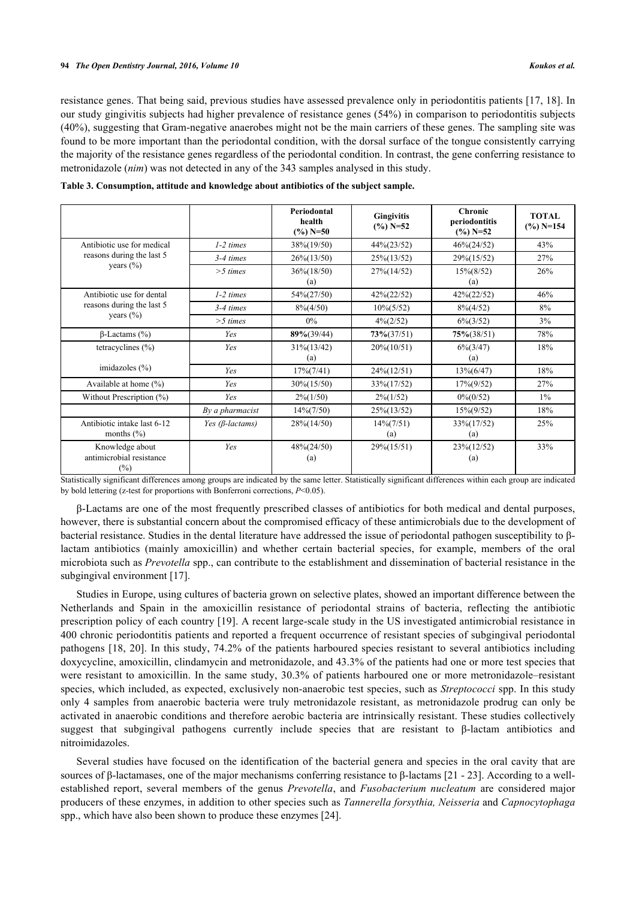resistance genes. That being said, previous studies have assessed prevalence only in periodontitis patients [17, 18]. In our study gingivitis subjects had higher prevalence of resistance genes (54%) in comparison to periodontitis subjects (40%), suggesting that Gram-negative anaerobes might not be the main carriers of these genes. The sampling site was found to be more important than the periodontal condition, with the dorsal surface of the tongue consistently carrying the majority of the resistance genes regardless of the periodontal condition. In contrast, the gene conferring resistance to metronidazole (*nim*) was not detected in any of the 343 samples analysed in this study.

**Table 3. Consumption, attitude and knowledge about antibiotics of the subject sample.**

| | | Periodontal health (%) N=50 | Gingivitis (%) N=52 | Chronic periodontitis (%) N=52 | TOTAL (%) N=154 |
|---|---|---|---|---|---|
| Antibiotic use for medical reasons during the last 5 years (%) | *1-2 times* | 38%(19/50) | 44%(23/52) | 46%(24/52) | 43% |
| | *3-4 times* | 26%(13/50) | 25%(13/52) | 29%(15/52) | 27% |
| | *>5 times* | 36%(18/50) (a) | 27%(14/52) | 15%(8/52) (a) | 26% |
| Antibiotic use for dental reasons during the last 5 years (%) | *1-2 times* | 54%(27/50) | 42%(22/52) | 42%(22/52) | 46% |
| | *3-4 times* | 8%(4/50) | 10%(5/52) | 8%(4/52) | 8% |
| | *>5 times* | 0% | 4%(2/52) | 6%(3/52) | 3% |
| β-Lactams (%) | *Yes* | **89%**(39/44) | **73%**(37/51) | **75%**(38/51) | 78% |
| tetracyclines (%) | *Yes* | 31%(13/42) (a) | 20%(10/51) | 6%(3/47) (a) | 18% |
| imidazoles (%) | *Yes* | 17%(7/41) | 24%(12/51) | 13%(6/47) | 18% |
| Available at home (%) | *Yes* | 30%(15/50) | 33%(17/52) | 17%(9/52) | 27% |
| Without Prescription (%) | *Yes* | 2%(1/50) | 2%(1/52) | 0%(0/52) | 1% |
| | *By a pharmacist* | 14%(7/50) | 25%(13/52) | 15%(9/52) | 18% |
| Antibiotic intake last 6-12 months (%) | *Yes (β-lactams)* | 28%(14/50) | 14%(7/51) (a) | 33%(17/52) (a) | 25% |
| Knowledge about antimicrobial resistance (%) | *Yes* | 48%(24/50) (a) | 29%(15/51) | 23%(12/52) (a) | 33% |

Statistically significant differences among groups are indicated by the same letter. Statistically significant differences within each group are indicated by bold lettering (z-test for proportions with Bonferroni corrections, $P<0.05$).

β-Lactams are one of the most frequently prescribed classes of antibiotics for both medical and dental purposes, however, there is substantial concern about the compromised efficacy of these antimicrobials due to the development of bacterial resistance. Studies in the dental literature have addressed the issue of periodontal pathogen susceptibility to β-lactam antibiotics (mainly amoxicillin) and whether certain bacterial species, for example, members of the oral microbiota such as *Prevotella* spp., can contribute to the establishment and dissemination of bacterial resistance in the subgingival environment [17].

Studies in Europe, using cultures of bacteria grown on selective plates, showed an important difference between the Netherlands and Spain in the amoxicillin resistance of periodontal strains of bacteria, reflecting the antibiotic prescription policy of each country [19]. A recent large-scale study in the US investigated antimicrobial resistance in 400 chronic periodontitis patients and reported a frequent occurrence of resistant species of subgingival periodontal pathogens [18, 20]. In this study, 74.2% of the patients harboured species resistant to several antibiotics including doxycycline, amoxicillin, clindamycin and metronidazole, and 43.3% of the patients had one or more test species that were resistant to amoxicillin. In the same study, 30.3% of patients harboured one or more metronidazole–resistant species, which included, as expected, exclusively non-anaerobic test species, such as *Streptococci* spp. In this study only 4 samples from anaerobic bacteria were truly metronidazole resistant, as metronidazole prodrug can only be activated in anaerobic conditions and therefore aerobic bacteria are intrinsically resistant. These studies collectively suggest that subgingival pathogens currently include species that are resistant to β-lactam antibiotics and nitroimidazoles.

Several studies have focused on the identification of the bacterial genera and species in the oral cavity that are sources of β-lactamases, one of the major mechanisms conferring resistance to β-lactams [21 - 23]. According to a well-established report, several members of the genus *Prevotella*, and *Fusobacterium nucleatum* are considered major producers of these enzymes, in addition to other species such as *Tannerella forsythia, Neisseria* and *Capnocytophaga* spp., which have also been shown to produce these enzymes [24].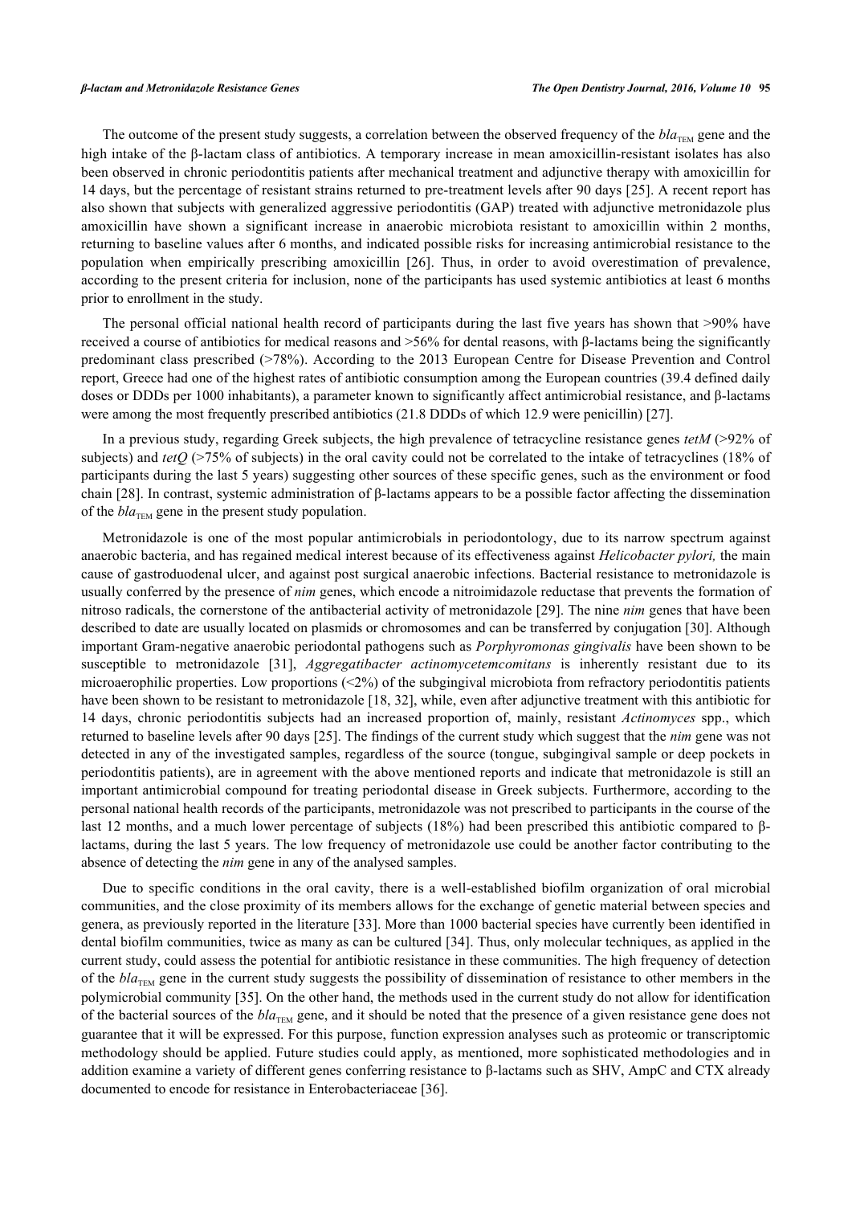The outcome of the present study suggests, a correlation between the observed frequency of the *bla*$_{TEM}$ gene and the high intake of the β-lactam class of antibiotics. A temporary increase in mean amoxicillin-resistant isolates has also been observed in chronic periodontitis patients after mechanical treatment and adjunctive therapy with amoxicillin for 14 days, but the percentage of resistant strains returned to pre-treatment levels after 90 days [25]. A recent report has also shown that subjects with generalized aggressive periodontitis (GAP) treated with adjunctive metronidazole plus amoxicillin have shown a significant increase in anaerobic microbiota resistant to amoxicillin within 2 months, returning to baseline values after 6 months, and indicated possible risks for increasing antimicrobial resistance to the population when empirically prescribing amoxicillin [26]. Thus, in order to avoid overestimation of prevalence, according to the present criteria for inclusion, none of the participants has used systemic antibiotics at least 6 months prior to enrollment in the study.

The personal official national health record of participants during the last five years has shown that >90% have received a course of antibiotics for medical reasons and >56% for dental reasons, with β-lactams being the significantly predominant class prescribed (>78%). According to the 2013 European Centre for Disease Prevention and Control report, Greece had one of the highest rates of antibiotic consumption among the European countries (39.4 defined daily doses or DDDs per 1000 inhabitants), a parameter known to significantly affect antimicrobial resistance, and β-lactams were among the most frequently prescribed antibiotics (21.8 DDDs of which 12.9 were penicillin) [27].

In a previous study, regarding Greek subjects, the high prevalence of tetracycline resistance genes *tetM* (>92% of subjects) and *tetQ* (>75% of subjects) in the oral cavity could not be correlated to the intake of tetracyclines (18% of participants during the last 5 years) suggesting other sources of these specific genes, such as the environment or food chain [28]. In contrast, systemic administration of β-lactams appears to be a possible factor affecting the dissemination of the *bla*$_{TEM}$ gene in the present study population.

Metronidazole is one of the most popular antimicrobials in periodontology, due to its narrow spectrum against anaerobic bacteria, and has regained medical interest because of its effectiveness against *Helicobacter pylori,* the main cause of gastroduodenal ulcer, and against post surgical anaerobic infections. Bacterial resistance to metronidazole is usually conferred by the presence of *nim* genes, which encode a nitroimidazole reductase that prevents the formation of nitroso radicals, the cornerstone of the antibacterial activity of metronidazole [29]. The nine *nim* genes that have been described to date are usually located on plasmids or chromosomes and can be transferred by conjugation [30]. Although important Gram-negative anaerobic periodontal pathogens such as *Porphyromonas gingivalis* have been shown to be susceptible to metronidazole [31], *Aggregatibacter actinomycetemcomitans* is inherently resistant due to its microaerophilic properties. Low proportions (<2%) of the subgingival microbiota from refractory periodontitis patients have been shown to be resistant to metronidazole [18, 32], while, even after adjunctive treatment with this antibiotic for 14 days, chronic periodontitis subjects had an increased proportion of, mainly, resistant *Actinomyces* spp., which returned to baseline levels after 90 days [25]. The findings of the current study which suggest that the *nim* gene was not detected in any of the investigated samples, regardless of the source (tongue, subgingival sample or deep pockets in periodontitis patients), are in agreement with the above mentioned reports and indicate that metronidazole is still an important antimicrobial compound for treating periodontal disease in Greek subjects. Furthermore, according to the personal national health records of the participants, metronidazole was not prescribed to participants in the course of the last 12 months, and a much lower percentage of subjects (18%) had been prescribed this antibiotic compared to β-lactams, during the last 5 years. The low frequency of metronidazole use could be another factor contributing to the absence of detecting the *nim* gene in any of the analysed samples.

Due to specific conditions in the oral cavity, there is a well-established biofilm organization of oral microbial communities, and the close proximity of its members allows for the exchange of genetic material between species and genera, as previously reported in the literature [33]. More than 1000 bacterial species have currently been identified in dental biofilm communities, twice as many as can be cultured [34]. Thus, only molecular techniques, as applied in the current study, could assess the potential for antibiotic resistance in these communities. The high frequency of detection of the *bla*$_{TEM}$ gene in the current study suggests the possibility of dissemination of resistance to other members in the polymicrobial community [35]. On the other hand, the methods used in the current study do not allow for identification of the bacterial sources of the *bla*$_{TEM}$ gene, and it should be noted that the presence of a given resistance gene does not guarantee that it will be expressed. For this purpose, function expression analyses such as proteomic or transcriptomic methodology should be applied. Future studies could apply, as mentioned, more sophisticated methodologies and in addition examine a variety of different genes conferring resistance to β-lactams such as SHV, AmpC and CTX already documented to encode for resistance in Enterobacteriaceae [36].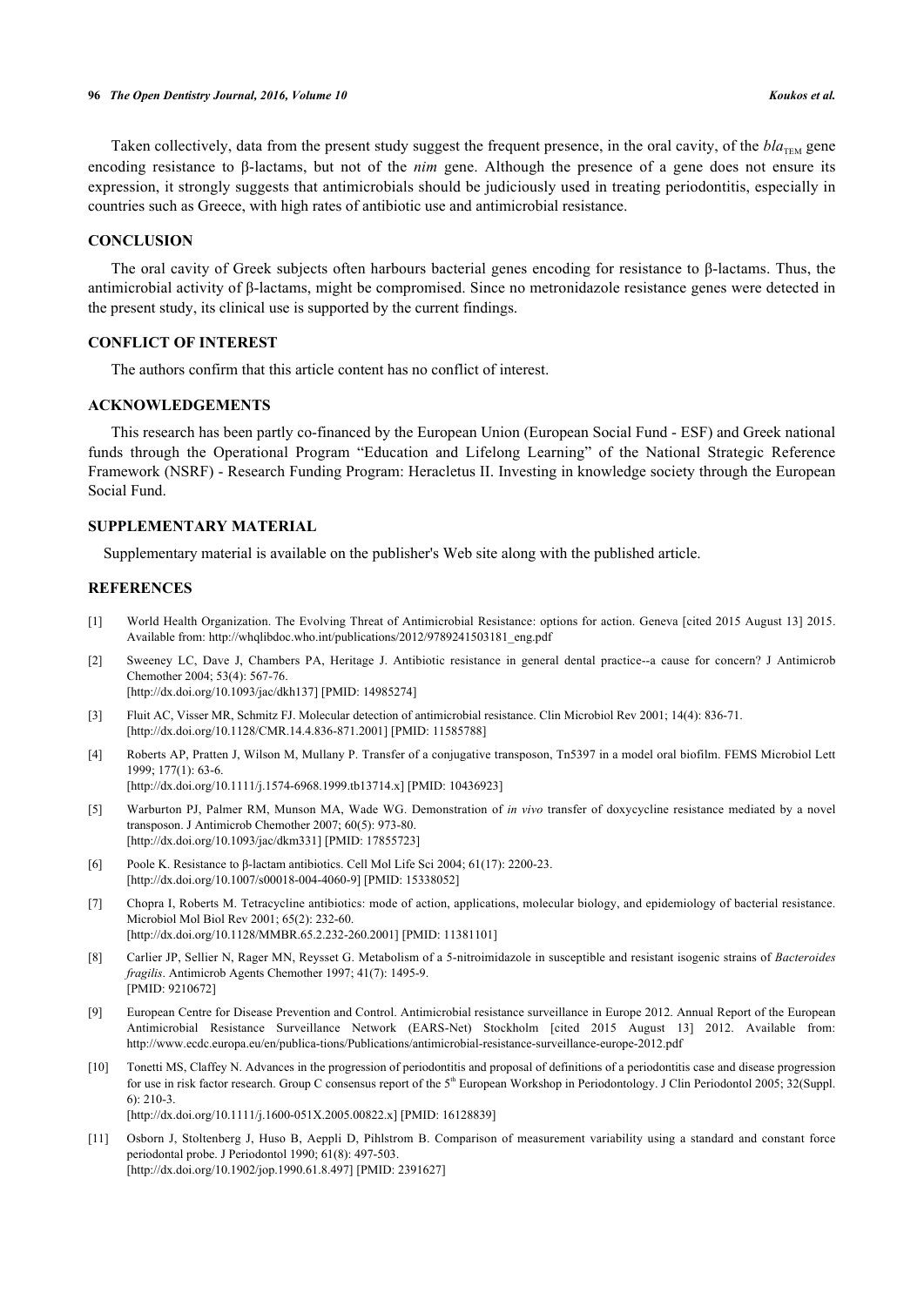Taken collectively, data from the present study suggest the frequent presence, in the oral cavity, of the $bla_{TEM}$ gene encoding resistance to β-lactams, but not of the *nim* gene. Although the presence of a gene does not ensure its expression, it strongly suggests that antimicrobials should be judiciously used in treating periodontitis, especially in countries such as Greece, with high rates of antibiotic use and antimicrobial resistance.

## CONCLUSION

The oral cavity of Greek subjects often harbours bacterial genes encoding for resistance to β-lactams. Thus, the antimicrobial activity of β-lactams, might be compromised. Since no metronidazole resistance genes were detected in the present study, its clinical use is supported by the current findings.

## CONFLICT OF INTEREST

The authors confirm that this article content has no conflict of interest.

## ACKNOWLEDGEMENTS

This research has been partly co-financed by the European Union (European Social Fund - ESF) and Greek national funds through the Operational Program "Education and Lifelong Learning" of the National Strategic Reference Framework (NSRF) - Research Funding Program: Heracletus II. Investing in knowledge society through the European Social Fund.

## SUPPLEMENTARY MATERIAL

Supplementary material is available on the publisher's Web site along with the published article.

## REFERENCES

[1] World Health Organization. The Evolving Threat of Antimicrobial Resistance: options for action. Geneva [cited 2015 August 13] 2015. Available from: http://whqlibdoc.who.int/publications/2012/9789241503181_eng.pdf

[2] Sweeney LC, Dave J, Chambers PA, Heritage J. Antibiotic resistance in general dental practice--a cause for concern? J Antimicrob Chemother 2004; 53(4): 567-76. [http://dx.doi.org/10.1093/jac/dkh137] [PMID: 14985274]

[3] Fluit AC, Visser MR, Schmitz FJ. Molecular detection of antimicrobial resistance. Clin Microbiol Rev 2001; 14(4): 836-71. [http://dx.doi.org/10.1128/CMR.14.4.836-871.2001] [PMID: 11585788]

[4] Roberts AP, Pratten J, Wilson M, Mullany P. Transfer of a conjugative transposon, Tn5397 in a model oral biofilm. FEMS Microbiol Lett 1999; 177(1): 63-6. [http://dx.doi.org/10.1111/j.1574-6968.1999.tb13714.x] [PMID: 10436923]

[5] Warburton PJ, Palmer RM, Munson MA, Wade WG. Demonstration of *in vivo* transfer of doxycycline resistance mediated by a novel transposon. J Antimicrob Chemother 2007; 60(5): 973-80. [http://dx.doi.org/10.1093/jac/dkm331] [PMID: 17855723]

[6] Poole K. Resistance to β-lactam antibiotics. Cell Mol Life Sci 2004; 61(17): 2200-23. [http://dx.doi.org/10.1007/s00018-004-4060-9] [PMID: 15338052]

[7] Chopra I, Roberts M. Tetracycline antibiotics: mode of action, applications, molecular biology, and epidemiology of bacterial resistance. Microbiol Mol Biol Rev 2001; 65(2): 232-60. [http://dx.doi.org/10.1128/MMBR.65.2.232-260.2001] [PMID: 11381101]

[8] Carlier JP, Sellier N, Rager MN, Reysset G. Metabolism of a 5-nitroimidazole in susceptible and resistant isogenic strains of *Bacteroides fragilis*. Antimicrob Agents Chemother 1997; 41(7): 1495-9. [PMID: 9210672]

[9] European Centre for Disease Prevention and Control. Antimicrobial resistance surveillance in Europe 2012. Annual Report of the European Antimicrobial Resistance Surveillance Network (EARS-Net) Stockholm [cited 2015 August 13] 2012. Available from: http://www.ecdc.europa.eu/en/publica-tions/Publications/antimicrobial-resistance-surveillance-europe-2012.pdf

[10] Tonetti MS, Claffey N. Advances in the progression of periodontitis and proposal of definitions of a periodontitis case and disease progression for use in risk factor research. Group C consensus report of the 5th European Workshop in Periodontology. J Clin Periodontol 2005; 32(Suppl. 6): 210-3. [http://dx.doi.org/10.1111/j.1600-051X.2005.00822.x] [PMID: 16128839]

[11] Osborn J, Stoltenberg J, Huso B, Aeppli D, Pihlstrom B. Comparison of measurement variability using a standard and constant force periodontal probe. J Periodontol 1990; 61(8): 497-503. [http://dx.doi.org/10.1902/jop.1990.61.8.497] [PMID: 2391627]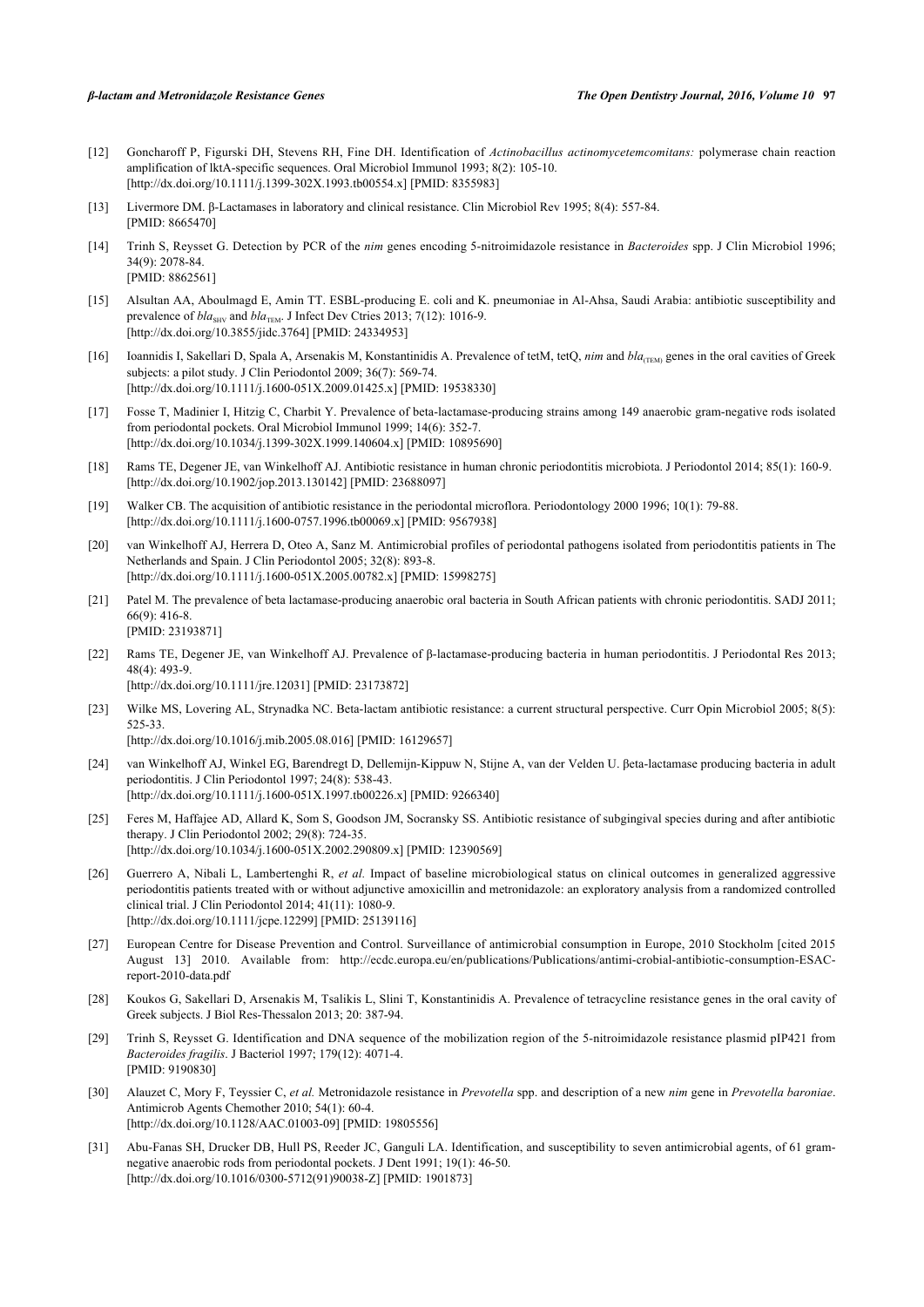[12] Goncharoff P, Figurski DH, Stevens RH, Fine DH. Identification of *Actinobacillus actinomycetemcomitans:* polymerase chain reaction amplification of lktA-specific sequences. Oral Microbiol Immunol 1993; 8(2): 105-10. [http://dx.doi.org/10.1111/j.1399-302X.1993.tb00554.x] [PMID: 8355983]

[13] Livermore DM. β-Lactamases in laboratory and clinical resistance. Clin Microbiol Rev 1995; 8(4): 557-84. [PMID: 8665470]

[14] Trinh S, Reysset G. Detection by PCR of the *nim* genes encoding 5-nitroimidazole resistance in *Bacteroides* spp. J Clin Microbiol 1996; 34(9): 2078-84. [PMID: 8862561]

[15] Alsultan AA, Aboulmagd E, Amin TT. ESBL-producing E. coli and K. pneumoniae in Al-Ahsa, Saudi Arabia: antibiotic susceptibility and prevalence of $bla_{SHV}$ and $bla_{TEM}$. J Infect Dev Ctries 2013; 7(12): 1016-9. [http://dx.doi.org/10.3855/jidc.3764] [PMID: 24334953]

[16] Ioannidis I, Sakellari D, Spala A, Arsenakis M, Konstantinidis A. Prevalence of tetM, tetQ, *nim* and $bla_{(TEM)}$ genes in the oral cavities of Greek subjects: a pilot study. J Clin Periodontol 2009; 36(7): 569-74. [http://dx.doi.org/10.1111/j.1600-051X.2009.01425.x] [PMID: 19538330]

[17] Fosse T, Madinier I, Hitzig C, Charbit Y. Prevalence of beta-lactamase-producing strains among 149 anaerobic gram-negative rods isolated from periodontal pockets. Oral Microbiol Immunol 1999; 14(6): 352-7. [http://dx.doi.org/10.1034/j.1399-302X.1999.140604.x] [PMID: 10895690]

[18] Rams TE, Degener JE, van Winkelhoff AJ. Antibiotic resistance in human chronic periodontitis microbiota. J Periodontol 2014; 85(1): 160-9. [http://dx.doi.org/10.1902/jop.2013.130142] [PMID: 23688097]

[19] Walker CB. The acquisition of antibiotic resistance in the periodontal microflora. Periodontology 2000 1996; 10(1): 79-88. [http://dx.doi.org/10.1111/j.1600-0757.1996.tb00069.x] [PMID: 9567938]

[20] van Winkelhoff AJ, Herrera D, Oteo A, Sanz M. Antimicrobial profiles of periodontal pathogens isolated from periodontitis patients in The Netherlands and Spain. J Clin Periodontol 2005; 32(8): 893-8. [http://dx.doi.org/10.1111/j.1600-051X.2005.00782.x] [PMID: 15998275]

[21] Patel M. The prevalence of beta lactamase-producing anaerobic oral bacteria in South African patients with chronic periodontitis. SADJ 2011; 66(9): 416-8. [PMID: 23193871]

[22] Rams TE, Degener JE, van Winkelhoff AJ. Prevalence of β-lactamase-producing bacteria in human periodontitis. J Periodontal Res 2013; 48(4): 493-9. [http://dx.doi.org/10.1111/jre.12031] [PMID: 23173872]

[23] Wilke MS, Lovering AL, Strynadka NC. Beta-lactam antibiotic resistance: a current structural perspective. Curr Opin Microbiol 2005; 8(5): 525-33. [http://dx.doi.org/10.1016/j.mib.2005.08.016] [PMID: 16129657]

[24] van Winkelhoff AJ, Winkel EG, Barendregt D, Dellemijn-Kippuw N, Stijne A, van der Velden U. βeta-lactamase producing bacteria in adult periodontitis. J Clin Periodontol 1997; 24(8): 538-43. [http://dx.doi.org/10.1111/j.1600-051X.1997.tb00226.x] [PMID: 9266340]

[25] Feres M, Haffajee AD, Allard K, Som S, Goodson JM, Socransky SS. Antibiotic resistance of subgingival species during and after antibiotic therapy. J Clin Periodontol 2002; 29(8): 724-35. [http://dx.doi.org/10.1034/j.1600-051X.2002.290809.x] [PMID: 12390569]

[26] Guerrero A, Nibali L, Lambertenghi R, *et al.* Impact of baseline microbiological status on clinical outcomes in generalized aggressive periodontitis patients treated with or without adjunctive amoxicillin and metronidazole: an exploratory analysis from a randomized controlled clinical trial. J Clin Periodontol 2014; 41(11): 1080-9. [http://dx.doi.org/10.1111/jcpe.12299] [PMID: 25139116]

[27] European Centre for Disease Prevention and Control. Surveillance of antimicrobial consumption in Europe, 2010 Stockholm [cited 2015 August 13] 2010. Available from: http://ecdc.europa.eu/en/publications/Publications/antimi-crobial-antibiotic-consumption-ESAC-report-2010-data.pdf

[28] Koukos G, Sakellari D, Arsenakis M, Tsalikis L, Slini T, Konstantinidis A. Prevalence of tetracycline resistance genes in the oral cavity of Greek subjects. J Biol Res-Thessalon 2013; 20: 387-94.

[29] Trinh S, Reysset G. Identification and DNA sequence of the mobilization region of the 5-nitroimidazole resistance plasmid pIP421 from *Bacteroides fragilis*. J Bacteriol 1997; 179(12): 4071-4. [PMID: 9190830]

[30] Alauzet C, Mory F, Teyssier C, *et al.* Metronidazole resistance in *Prevotella* spp. and description of a new *nim* gene in *Prevotella baroniae*. Antimicrob Agents Chemother 2010; 54(1): 60-4. [http://dx.doi.org/10.1128/AAC.01003-09] [PMID: 19805556]

[31] Abu-Fanas SH, Drucker DB, Hull PS, Reeder JC, Ganguli LA. Identification, and susceptibility to seven antimicrobial agents, of 61 gram-negative anaerobic rods from periodontal pockets. J Dent 1991; 19(1): 46-50. [http://dx.doi.org/10.1016/0300-5712(91)90038-Z] [PMID: 1901873]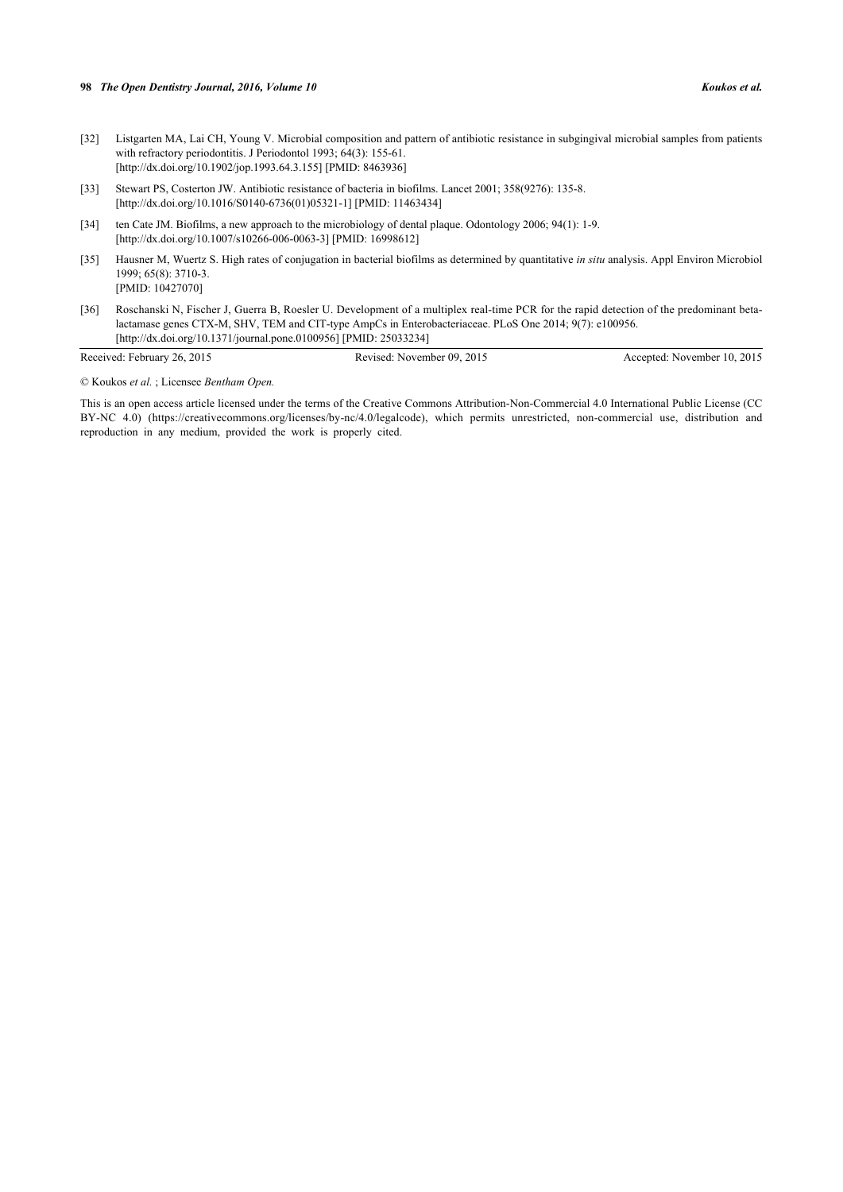[32] Listgarten MA, Lai CH, Young V. Microbial composition and pattern of antibiotic resistance in subgingival microbial samples from patients with refractory periodontitis. J Periodontol 1993; 64(3): 155-61. [http://dx.doi.org/10.1902/jop.1993.64.3.155] [PMID: 8463936]

[33] Stewart PS, Costerton JW. Antibiotic resistance of bacteria in biofilms. Lancet 2001; 358(9276): 135-8. [http://dx.doi.org/10.1016/S0140-6736(01)05321-1] [PMID: 11463434]

[34] ten Cate JM. Biofilms, a new approach to the microbiology of dental plaque. Odontology 2006; 94(1): 1-9. [http://dx.doi.org/10.1007/s10266-006-0063-3] [PMID: 16998612]

[35] Hausner M, Wuertz S. High rates of conjugation in bacterial biofilms as determined by quantitative *in situ* analysis. Appl Environ Microbiol 1999; 65(8): 3710-3. [PMID: 10427070]

[36] Roschanski N, Fischer J, Guerra B, Roesler U. Development of a multiplex real-time PCR for the rapid detection of the predominant beta-lactamase genes CTX-M, SHV, TEM and CIT-type AmpCs in Enterobacteriaceae. PLoS One 2014; 9(7): e100956. [http://dx.doi.org/10.1371/journal.pone.0100956] [PMID: 25033234]

Received: February 26, 2015 Revised: November 09, 2015 Accepted: November 10, 2015

© Koukos *et al.* ; Licensee *Bentham Open.*

This is an open access article licensed under the terms of the Creative Commons Attribution-Non-Commercial 4.0 International Public License (CC BY-NC 4.0) (https://creativecommons.org/licenses/by-nc/4.0/legalcode), which permits unrestricted, non-commercial use, distribution and reproduction in any medium, provided the work is properly cited.